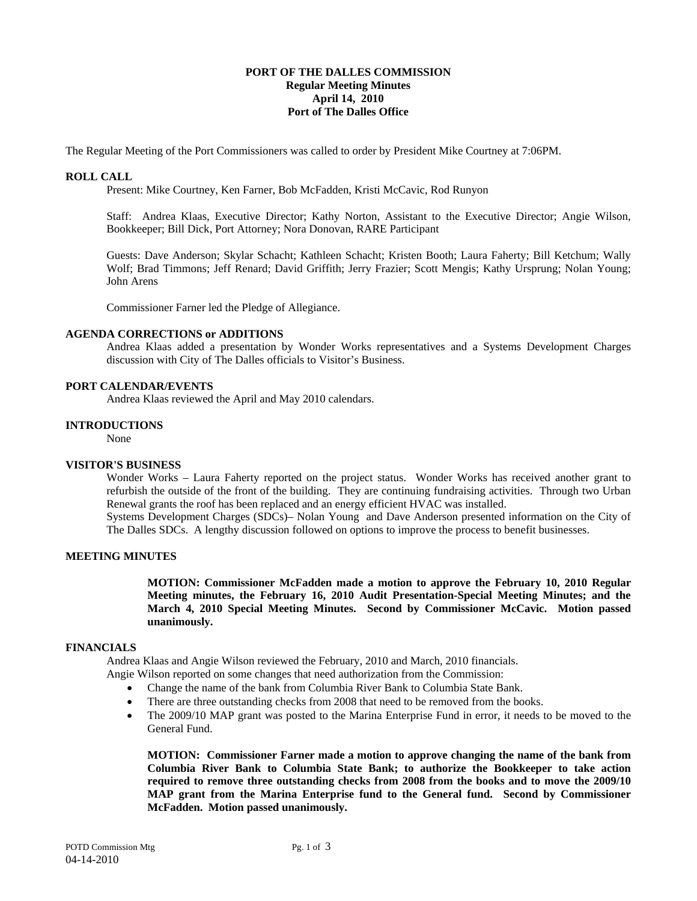# PORT OF THE DALLES COMMISSION
## Regular Meeting Minutes
## April 14, 2010
## Port of The Dalles Office

The Regular Meeting of the Port Commissioners was called to order by President Mike Courtney at 7:06PM.

### ROLL CALL

Present: Mike Courtney, Ken Farner, Bob McFadden, Kristi McCavic, Rod Runyon

Staff: Andrea Klaas, Executive Director; Kathy Norton, Assistant to the Executive Director; Angie Wilson, Bookkeeper; Bill Dick, Port Attorney; Nora Donovan, RARE Participant

Guests: Dave Anderson; Skylar Schacht; Kathleen Schacht; Kristen Booth; Laura Faherty; Bill Ketchum; Wally Wolf; Brad Timmons; Jeff Renard; David Griffith; Jerry Frazier; Scott Mengis; Kathy Ursprung; Nolan Young; John Arens

Commissioner Farner led the Pledge of Allegiance.

### AGENDA CORRECTIONS or ADDITIONS

Andrea Klaas added a presentation by Wonder Works representatives and a Systems Development Charges discussion with City of The Dalles officials to Visitor's Business.

### PORT CALENDAR/EVENTS

Andrea Klaas reviewed the April and May 2010 calendars.

### INTRODUCTIONS

None

### VISITOR'S BUSINESS

Wonder Works – Laura Faherty reported on the project status. Wonder Works has received another grant to refurbish the outside of the front of the building. They are continuing fundraising activities. Through two Urban Renewal grants the roof has been replaced and an energy efficient HVAC was installed.

Systems Development Charges (SDCs)– Nolan Young and Dave Anderson presented information on the City of The Dalles SDCs. A lengthy discussion followed on options to improve the process to benefit businesses.

### MEETING MINUTES

**MOTION: Commissioner McFadden made a motion to approve the February 10, 2010 Regular Meeting minutes, the February 16, 2010 Audit Presentation-Special Meeting Minutes; and the March 4, 2010 Special Meeting Minutes. Second by Commissioner McCavic. Motion passed unanimously.**

### FINANCIALS

Andrea Klaas and Angie Wilson reviewed the February, 2010 and March, 2010 financials.

Angie Wilson reported on some changes that need authorization from the Commission:

- Change the name of the bank from Columbia River Bank to Columbia State Bank.
- There are three outstanding checks from 2008 that need to be removed from the books.
- The 2009/10 MAP grant was posted to the Marina Enterprise Fund in error, it needs to be moved to the General Fund.

**MOTION: Commissioner Farner made a motion to approve changing the name of the bank from Columbia River Bank to Columbia State Bank; to authorize the Bookkeeper to take action required to remove three outstanding checks from 2008 from the books and to move the 2009/10 MAP grant from the Marina Enterprise fund to the General fund. Second by Commissioner McFadden. Motion passed unanimously.**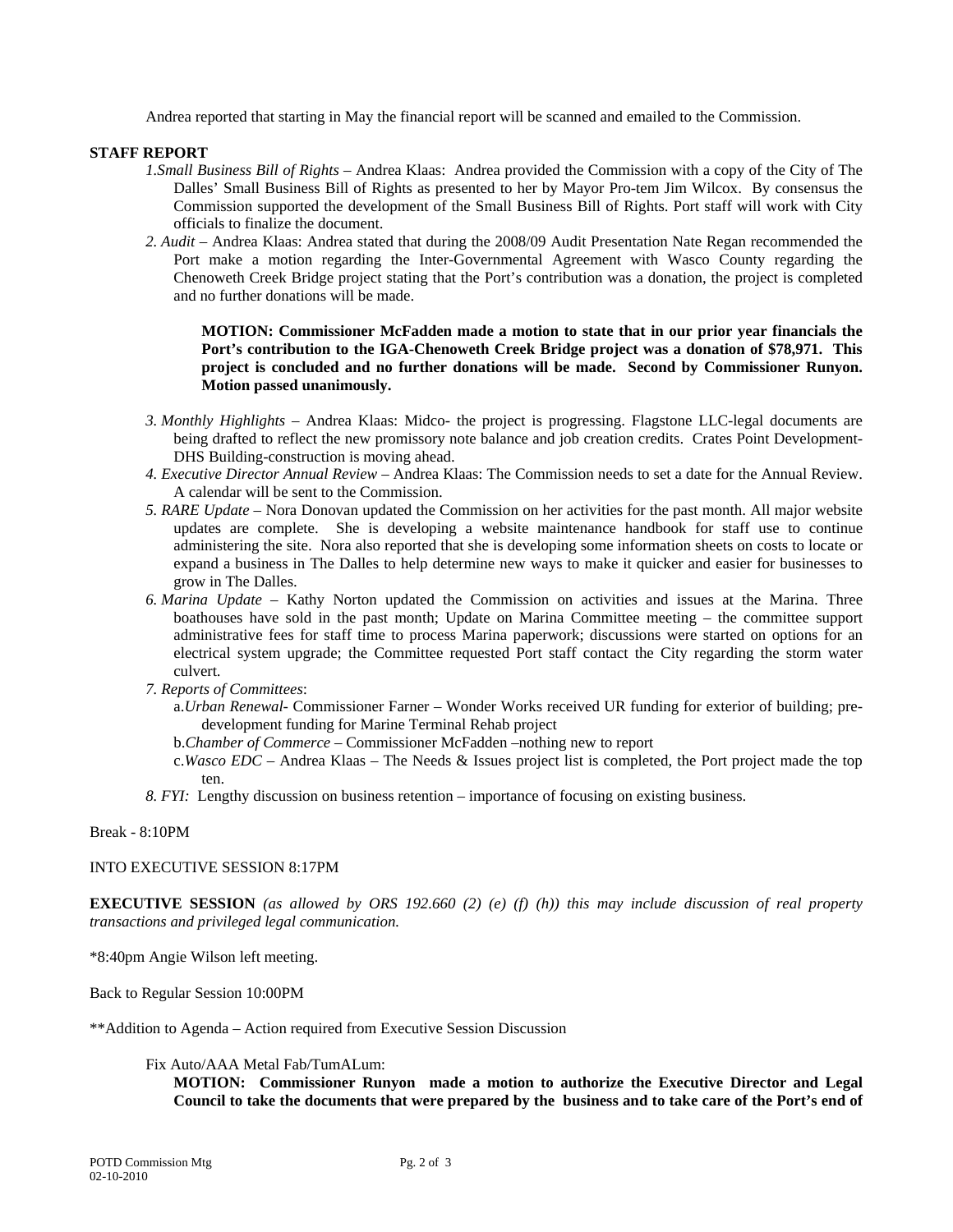Andrea reported that starting in May the financial report will be scanned and emailed to the Commission.

**STAFF REPORT**

1. *Small Business Bill of Rights* – Andrea Klaas: Andrea provided the Commission with a copy of the City of The Dalles' Small Business Bill of Rights as presented to her by Mayor Pro-tem Jim Wilcox. By consensus the Commission supported the development of the Small Business Bill of Rights. Port staff will work with City officials to finalize the document.
2. *Audit* – Andrea Klaas: Andrea stated that during the 2008/09 Audit Presentation Nate Regan recommended the Port make a motion regarding the Inter-Governmental Agreement with Wasco County regarding the Chenoweth Creek Bridge project stating that the Port's contribution was a donation, the project is completed and no further donations will be made.

   **MOTION: Commissioner McFadden made a motion to state that in our prior year financials the Port's contribution to the IGA-Chenoweth Creek Bridge project was a donation of $78,971. This project is concluded and no further donations will be made. Second by Commissioner Runyon. Motion passed unanimously.**

3. *Monthly Highlights* – Andrea Klaas: Midco- the project is progressing. Flagstone LLC-legal documents are being drafted to reflect the new promissory note balance and job creation credits. Crates Point Development-DHS Building-construction is moving ahead.
4. *Executive Director Annual Review* – Andrea Klaas: The Commission needs to set a date for the Annual Review. A calendar will be sent to the Commission.
5. *RARE Update* – Nora Donovan updated the Commission on her activities for the past month. All major website updates are complete. She is developing a website maintenance handbook for staff use to continue administering the site. Nora also reported that she is developing some information sheets on costs to locate or expand a business in The Dalles to help determine new ways to make it quicker and easier for businesses to grow in The Dalles.
6. *Marina Update* – Kathy Norton updated the Commission on activities and issues at the Marina. Three boathouses have sold in the past month; Update on Marina Committee meeting – the committee support administrative fees for staff time to process Marina paperwork; discussions were started on options for an electrical system upgrade; the Committee requested Port staff contact the City regarding the storm water culvert.
7. *Reports of Committees*:
   a. *Urban Renewal*- Commissioner Farner – Wonder Works received UR funding for exterior of building; pre-development funding for Marine Terminal Rehab project
   b. *Chamber of Commerce* – Commissioner McFadden –nothing new to report
   c. *Wasco EDC* – Andrea Klaas – The Needs & Issues project list is completed, the Port project made the top ten.
8. *FYI:* Lengthy discussion on business retention – importance of focusing on existing business.

Break - 8:10PM

INTO EXECUTIVE SESSION 8:17PM

**EXECUTIVE SESSION** *(as allowed by ORS 192.660 (2) (e) (f) (h)) this may include discussion of real property transactions and privileged legal communication.*

*8:40pm Angie Wilson left meeting.

Back to Regular Session 10:00PM

**Addition to Agenda – Action required from Executive Session Discussion

Fix Auto/AAA Metal Fab/TumALum:

**MOTION: Commissioner Runyon made a motion to authorize the Executive Director and Legal Council to take the documents that were prepared by the business and to take care of the Port's end of**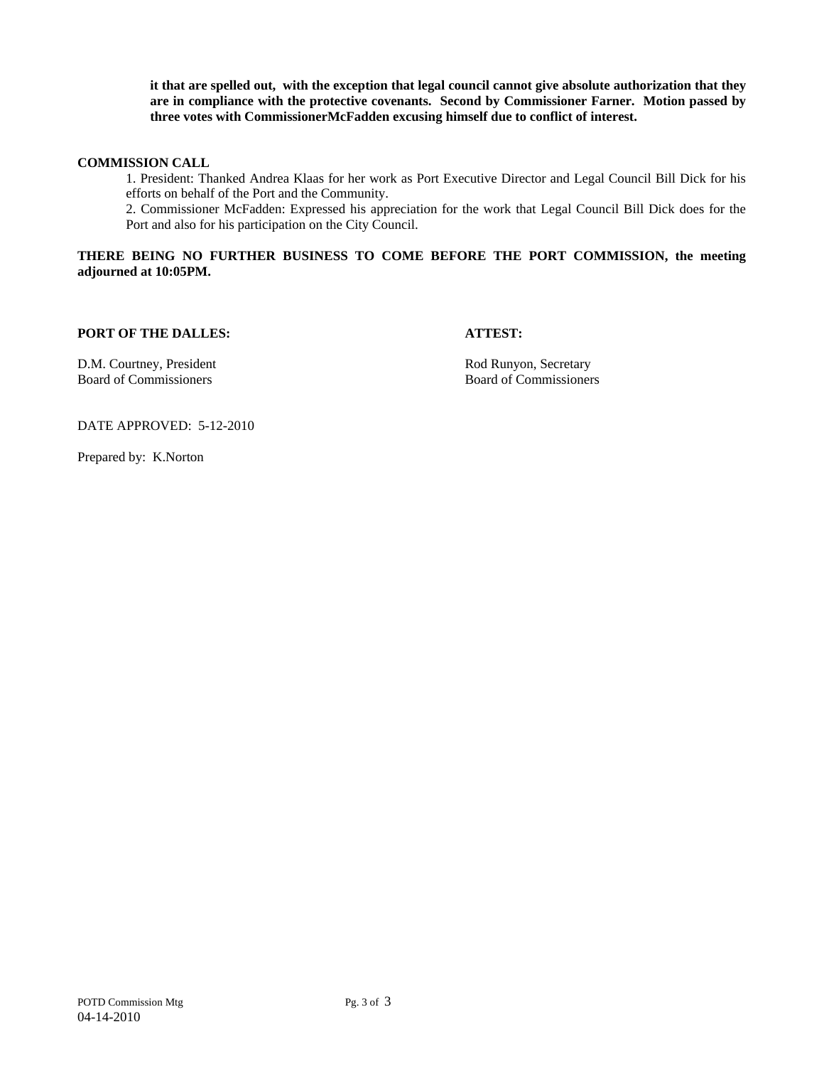**it that are spelled out, with the exception that legal council cannot give absolute authorization that they are in compliance with the protective covenants. Second by Commissioner Farner. Motion passed by three votes with CommissionerMcFadden excusing himself due to conflict of interest.**

**COMMISSION CALL**

1. President: Thanked Andrea Klaas for her work as Port Executive Director and Legal Council Bill Dick for his efforts on behalf of the Port and the Community.
2. Commissioner McFadden: Expressed his appreciation for the work that Legal Council Bill Dick does for the Port and also for his participation on the City Council.

**THERE BEING NO FURTHER BUSINESS TO COME BEFORE THE PORT COMMISSION, the meeting adjourned at 10:05PM.**

**PORT OF THE DALLES:**

D.M. Courtney, President
Board of Commissioners

**ATTEST:**

Rod Runyon, Secretary
Board of Commissioners

DATE APPROVED: 5-12-2010

Prepared by: K.Norton